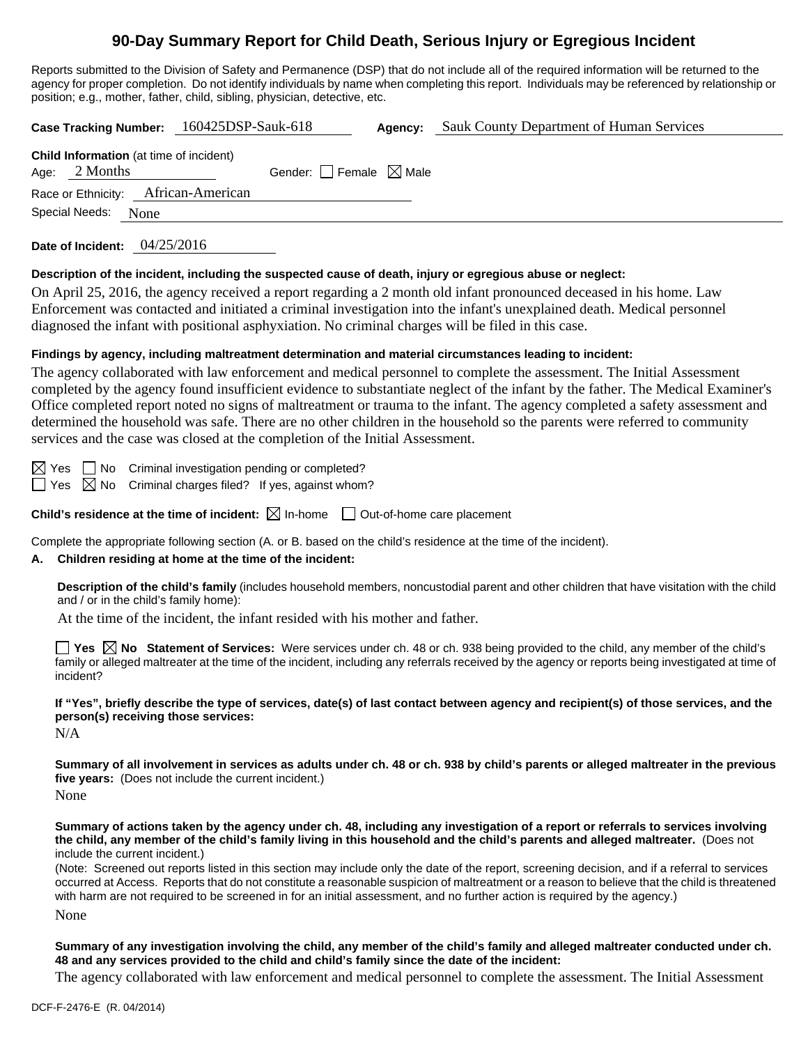# 90-Day Summary Report for Child Death, Serious Injury or Egregious Incident

Reports submitted to the Division of Safety and Permanence (DSP) that do not include all of the required information will be returned to the agency for proper completion. Do not identify individuals by name when completing this report. Individuals may be referenced by relationship or position; e.g., mother, father, child, sibling, physician, detective, etc.

**Case Tracking Number:** 160425DSP-Sauk-618 **Agency:** Sauk County Department of Human Services

**Child Information** (at time of incident)
Age: 2 Months Gender: ☐ Female ☒ Male
Race or Ethnicity: African-American
Special Needs: None

**Date of Incident:** 04/25/2016

**Description of the incident, including the suspected cause of death, injury or egregious abuse or neglect:**

On April 25, 2016, the agency received a report regarding a 2 month old infant pronounced deceased in his home. Law Enforcement was contacted and initiated a criminal investigation into the infant's unexplained death. Medical personnel diagnosed the infant with positional asphyxiation. No criminal charges will be filed in this case.

**Findings by agency, including maltreatment determination and material circumstances leading to incident:**

The agency collaborated with law enforcement and medical personnel to complete the assessment. The Initial Assessment completed by the agency found insufficient evidence to substantiate neglect of the infant by the father. The Medical Examiner's Office completed report noted no signs of maltreatment or trauma to the infant. The agency completed a safety assessment and determined the household was safe. There are no other children in the household so the parents were referred to community services and the case was closed at the completion of the Initial Assessment.

☒ Yes ☐ No Criminal investigation pending or completed?
☐ Yes ☒ No Criminal charges filed? If yes, against whom?

**Child's residence at the time of incident:** ☒ In-home ☐ Out-of-home care placement

Complete the appropriate following section (A. or B. based on the child's residence at the time of the incident).

**A. Children residing at home at the time of the incident:**

**Description of the child's family** (includes household members, noncustodial parent and other children that have visitation with the child and / or in the child's family home):

At the time of the incident, the infant resided with his mother and father.

☐ **Yes** ☒ **No Statement of Services:** Were services under ch. 48 or ch. 938 being provided to the child, any member of the child's family or alleged maltreater at the time of the incident, including any referrals received by the agency or reports being investigated at time of incident?

**If "Yes", briefly describe the type of services, date(s) of last contact between agency and recipient(s) of those services, and the person(s) receiving those services:**

N/A

**Summary of all involvement in services as adults under ch. 48 or ch. 938 by child's parents or alleged maltreater in the previous five years:** (Does not include the current incident.)

None

**Summary of actions taken by the agency under ch. 48, including any investigation of a report or referrals to services involving the child, any member of the child's family living in this household and the child's parents and alleged maltreater.** (Does not include the current incident.)
(Note: Screened out reports listed in this section may include only the date of the report, screening decision, and if a referral to services occurred at Access. Reports that do not constitute a reasonable suspicion of maltreatment or a reason to believe that the child is threatened with harm are not required to be screened in for an initial assessment, and no further action is required by the agency.)

None

**Summary of any investigation involving the child, any member of the child's family and alleged maltreater conducted under ch. 48 and any services provided to the child and child's family since the date of the incident:**

The agency collaborated with law enforcement and medical personnel to complete the assessment. The Initial Assessment

DCF-F-2476-E (R. 04/2014)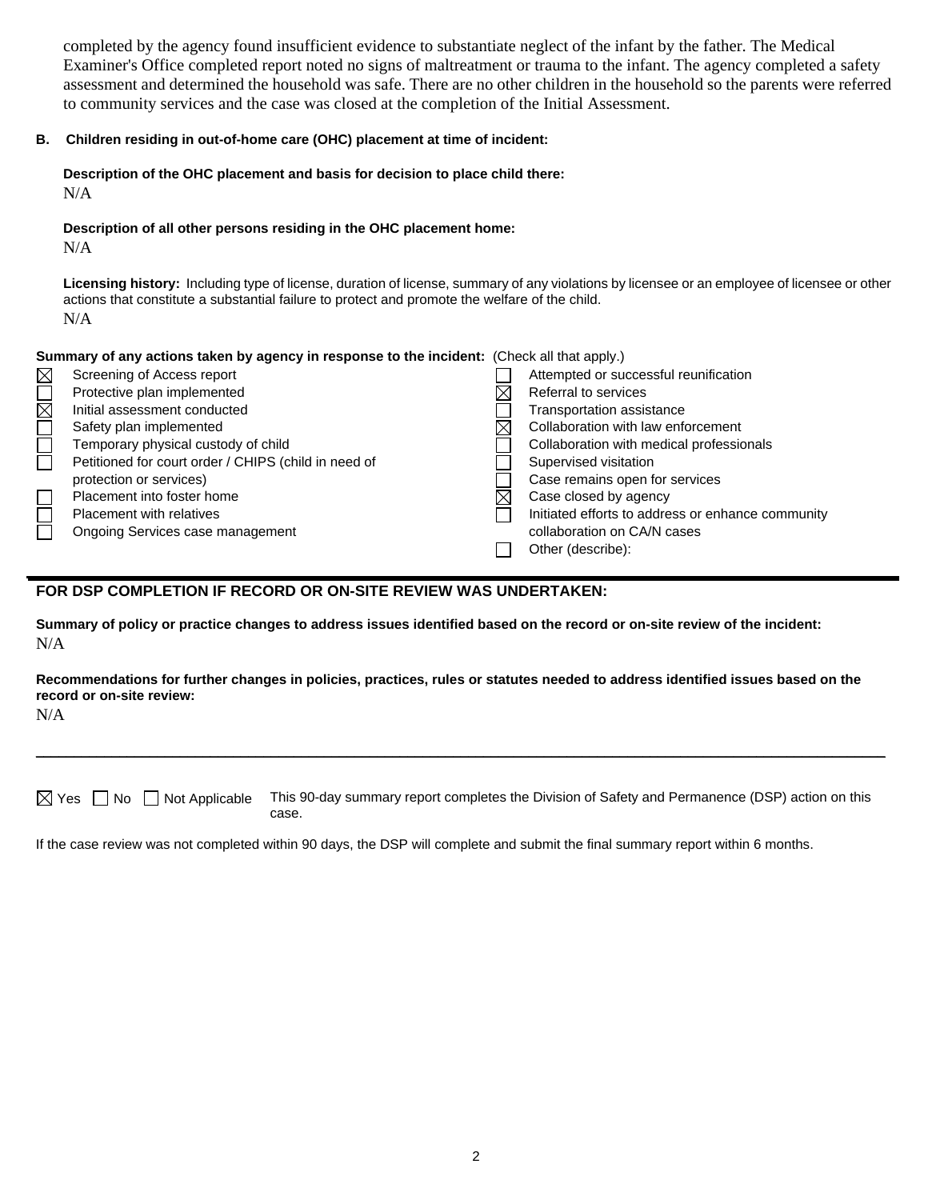completed by the agency found insufficient evidence to substantiate neglect of the infant by the father. The Medical Examiner's Office completed report noted no signs of maltreatment or trauma to the infant. The agency completed a safety assessment and determined the household was safe. There are no other children in the household so the parents were referred to community services and the case was closed at the completion of the Initial Assessment.

**B. Children residing in out-of-home care (OHC) placement at time of incident:**

**Description of the OHC placement and basis for decision to place child there:**
N/A

**Description of all other persons residing in the OHC placement home:**
N/A

**Licensing history:** Including type of license, duration of license, summary of any violations by licensee or an employee of licensee or other actions that constitute a substantial failure to protect and promote the welfare of the child.
N/A

**Summary of any actions taken by agency in response to the incident:** (Check all that apply.)

- ☒ Screening of Access report
- ☐ Protective plan implemented
- ☒ Initial assessment conducted
- ☐ Safety plan implemented
- ☐ Temporary physical custody of child
- ☐ Petitioned for court order / CHIPS (child in need of protection or services)
- ☐ Placement into foster home
- ☐ Placement with relatives
- ☐ Ongoing Services case management
- ☐ Attempted or successful reunification
- ☒ Referral to services
- ☐ Transportation assistance
- ☒ Collaboration with law enforcement
- ☐ Collaboration with medical professionals
- ☐ Supervised visitation
- ☐ Case remains open for services
- ☒ Case closed by agency
- ☐ Initiated efforts to address or enhance community collaboration on CA/N cases
- ☐ Other (describe):

## FOR DSP COMPLETION IF RECORD OR ON-SITE REVIEW WAS UNDERTAKEN:

**Summary of policy or practice changes to address issues identified based on the record or on-site review of the incident:**
N/A

**Recommendations for further changes in policies, practices, rules or statutes needed to address identified issues based on the record or on-site review:**
N/A

---

☒ Yes ☐ No ☐ Not Applicable This 90-day summary report completes the Division of Safety and Permanence (DSP) action on this case.

If the case review was not completed within 90 days, the DSP will complete and submit the final summary report within 6 months.